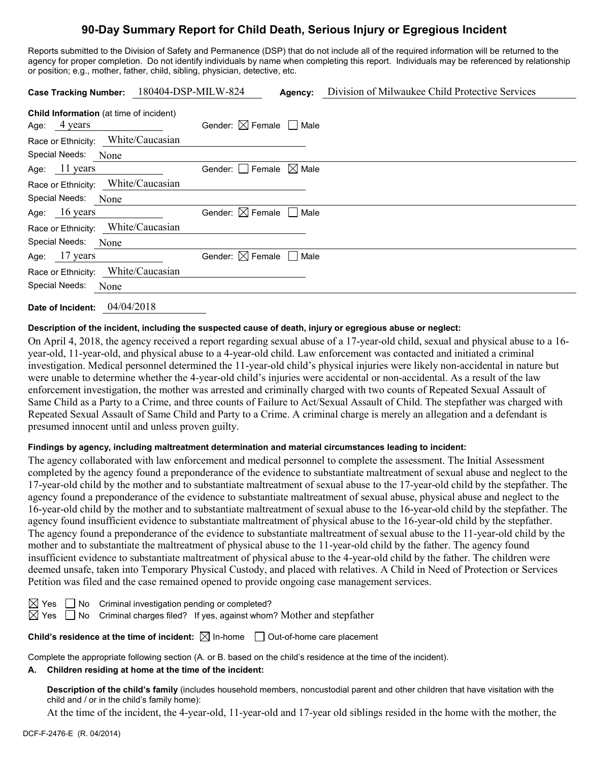# 90-Day Summary Report for Child Death, Serious Injury or Egregious Incident

Reports submitted to the Division of Safety and Permanence (DSP) that do not include all of the required information will be returned to the agency for proper completion. Do not identify individuals by name when completing this report. Individuals may be referenced by relationship or position; e.g., mother, father, child, sibling, physician, detective, etc.

**Case Tracking Number:** 180404-DSP-MILW-824 **Agency:** Division of Milwaukee Child Protective Services

**Child Information** (at time of incident)

Age: 4 years Gender: ☒ Female ☐ Male
Race or Ethnicity: White/Caucasian
Special Needs: None

Age: 11 years Gender: ☐ Female ☒ Male
Race or Ethnicity: White/Caucasian
Special Needs: None

Age: 16 years Gender: ☒ Female ☐ Male
Race or Ethnicity: White/Caucasian
Special Needs: None

Age: 17 years Gender: ☒ Female ☐ Male
Race or Ethnicity: White/Caucasian
Special Needs: None

**Date of Incident:** 04/04/2018

**Description of the incident, including the suspected cause of death, injury or egregious abuse or neglect:**

On April 4, 2018, the agency received a report regarding sexual abuse of a 17-year-old child, sexual and physical abuse to a 16-year-old, 11-year-old, and physical abuse to a 4-year-old child. Law enforcement was contacted and initiated a criminal investigation. Medical personnel determined the 11-year-old child's physical injuries were likely non-accidental in nature but were unable to determine whether the 4-year-old child's injuries were accidental or non-accidental. As a result of the law enforcement investigation, the mother was arrested and criminally charged with two counts of Repeated Sexual Assault of Same Child as a Party to a Crime, and three counts of Failure to Act/Sexual Assault of Child. The stepfather was charged with Repeated Sexual Assault of Same Child and Party to a Crime. A criminal charge is merely an allegation and a defendant is presumed innocent until and unless proven guilty.

**Findings by agency, including maltreatment determination and material circumstances leading to incident:**

The agency collaborated with law enforcement and medical personnel to complete the assessment. The Initial Assessment completed by the agency found a preponderance of the evidence to substantiate maltreatment of sexual abuse and neglect to the 17-year-old child by the mother and to substantiate maltreatment of sexual abuse to the 17-year-old child by the stepfather. The agency found a preponderance of the evidence to substantiate maltreatment of sexual abuse, physical abuse and neglect to the 16-year-old child by the mother and to substantiate maltreatment of sexual abuse to the 16-year-old child by the stepfather. The agency found insufficient evidence to substantiate maltreatment of physical abuse to the 16-year-old child by the stepfather. The agency found a preponderance of the evidence to substantiate maltreatment of sexual abuse to the 11-year-old child by the mother and to substantiate the maltreatment of physical abuse to the 11-year-old child by the father. The agency found insufficient evidence to substantiate maltreatment of physical abuse to the 4-year-old child by the father. The children were deemed unsafe, taken into Temporary Physical Custody, and placed with relatives. A Child in Need of Protection or Services Petition was filed and the case remained opened to provide ongoing case management services.

☒ Yes ☐ No Criminal investigation pending or completed?
☒ Yes ☐ No Criminal charges filed? If yes, against whom? Mother and stepfather

**Child's residence at the time of incident:** ☒ In-home ☐ Out-of-home care placement

Complete the appropriate following section (A. or B. based on the child's residence at the time of the incident).

**A. Children residing at home at the time of the incident:**

**Description of the child's family** (includes household members, noncustodial parent and other children that have visitation with the child and / or in the child's family home):

At the time of the incident, the 4-year-old, 11-year-old and 17-year old siblings resided in the home with the mother, the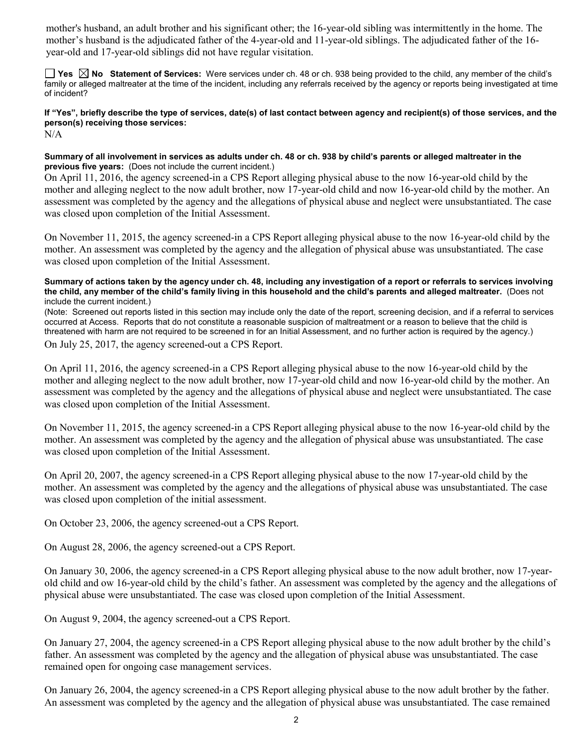mother's husband, an adult brother and his significant other; the 16-year-old sibling was intermittently in the home. The mother's husband is the adjudicated father of the 4-year-old and 11-year-old siblings. The adjudicated father of the 16-year-old and 17-year-old siblings did not have regular visitation.

☐ **Yes** ☒ **No** **Statement of Services:** Were services under ch. 48 or ch. 938 being provided to the child, any member of the child's family or alleged maltreater at the time of the incident, including any referrals received by the agency or reports being investigated at time of incident?

**If "Yes", briefly describe the type of services, date(s) of last contact between agency and recipient(s) of those services, and the person(s) receiving those services:**

N/A

**Summary of all involvement in services as adults under ch. 48 or ch. 938 by child's parents or alleged maltreater in the previous five years:** (Does not include the current incident.)

On April 11, 2016, the agency screened-in a CPS Report alleging physical abuse to the now 16-year-old child by the mother and alleging neglect to the now adult brother, now 17-year-old child and now 16-year-old child by the mother. An assessment was completed by the agency and the allegations of physical abuse and neglect were unsubstantiated. The case was closed upon completion of the Initial Assessment.

On November 11, 2015, the agency screened-in a CPS Report alleging physical abuse to the now 16-year-old child by the mother. An assessment was completed by the agency and the allegation of physical abuse was unsubstantiated. The case was closed upon completion of the Initial Assessment.

**Summary of actions taken by the agency under ch. 48, including any investigation of a report or referrals to services involving the child, any member of the child's family living in this household and the child's parents and alleged maltreater.** (Does not include the current incident.)

(Note: Screened out reports listed in this section may include only the date of the report, screening decision, and if a referral to services occurred at Access. Reports that do not constitute a reasonable suspicion of maltreatment or a reason to believe that the child is threatened with harm are not required to be screened in for an Initial Assessment, and no further action is required by the agency.)

On July 25, 2017, the agency screened-out a CPS Report.

On April 11, 2016, the agency screened-in a CPS Report alleging physical abuse to the now 16-year-old child by the mother and alleging neglect to the now adult brother, now 17-year-old child and now 16-year-old child by the mother. An assessment was completed by the agency and the allegations of physical abuse and neglect were unsubstantiated. The case was closed upon completion of the Initial Assessment.

On November 11, 2015, the agency screened-in a CPS Report alleging physical abuse to the now 16-year-old child by the mother. An assessment was completed by the agency and the allegation of physical abuse was unsubstantiated. The case was closed upon completion of the Initial Assessment.

On April 20, 2007, the agency screened-in a CPS Report alleging physical abuse to the now 17-year-old child by the mother. An assessment was completed by the agency and the allegations of physical abuse was unsubstantiated. The case was closed upon completion of the initial assessment.

On October 23, 2006, the agency screened-out a CPS Report.

On August 28, 2006, the agency screened-out a CPS Report.

On January 30, 2006, the agency screened-in a CPS Report alleging physical abuse to the now adult brother, now 17-year-old child and ow 16-year-old child by the child's father. An assessment was completed by the agency and the allegations of physical abuse were unsubstantiated. The case was closed upon completion of the Initial Assessment.

On August 9, 2004, the agency screened-out a CPS Report.

On January 27, 2004, the agency screened-in a CPS Report alleging physical abuse to the now adult brother by the child's father. An assessment was completed by the agency and the allegation of physical abuse was unsubstantiated. The case remained open for ongoing case management services.

On January 26, 2004, the agency screened-in a CPS Report alleging physical abuse to the now adult brother by the father. An assessment was completed by the agency and the allegation of physical abuse was unsubstantiated. The case remained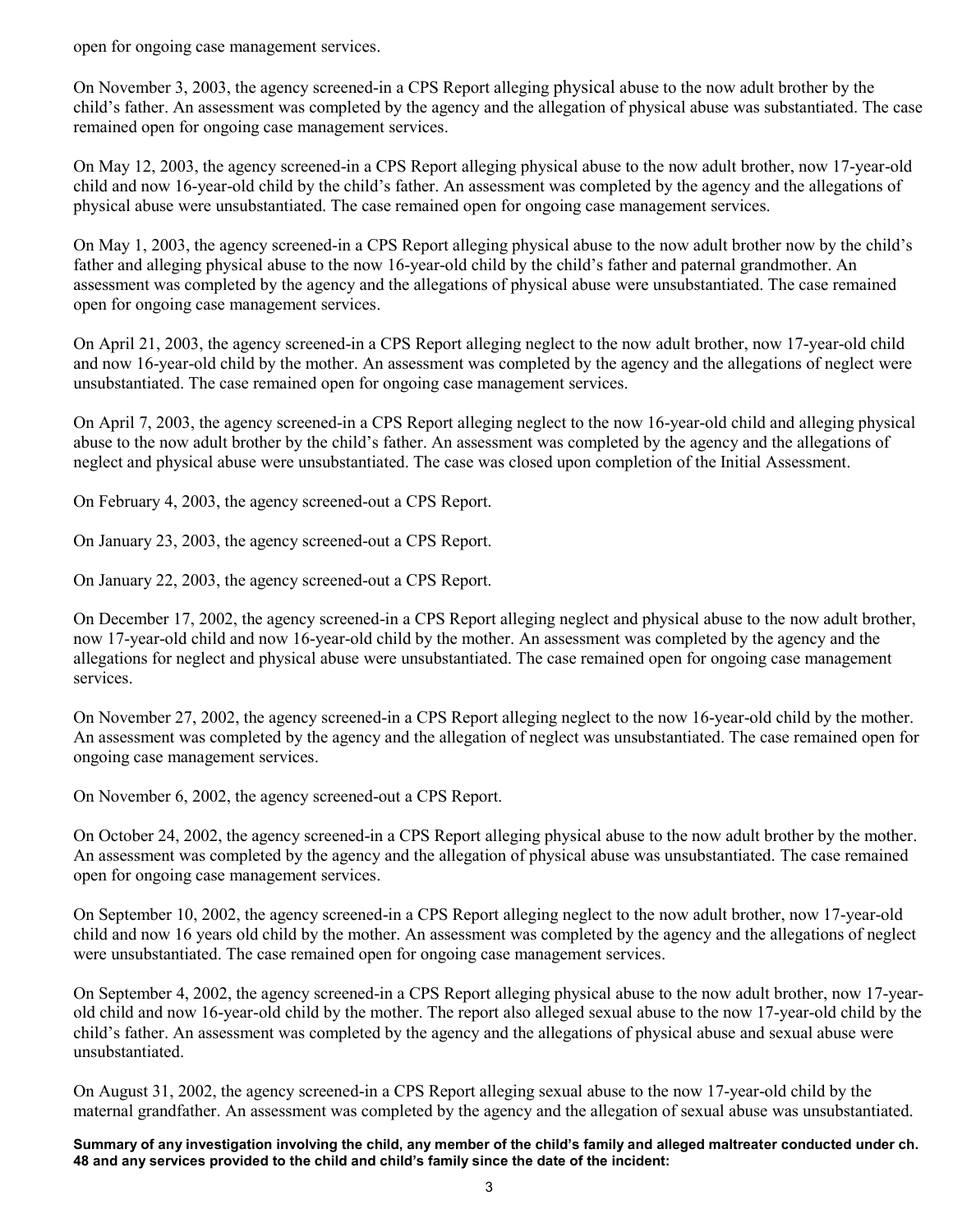open for ongoing case management services.

On November 3, 2003, the agency screened-in a CPS Report alleging physical abuse to the now adult brother by the child's father. An assessment was completed by the agency and the allegation of physical abuse was substantiated. The case remained open for ongoing case management services.

On May 12, 2003, the agency screened-in a CPS Report alleging physical abuse to the now adult brother, now 17-year-old child and now 16-year-old child by the child's father. An assessment was completed by the agency and the allegations of physical abuse were unsubstantiated. The case remained open for ongoing case management services.

On May 1, 2003, the agency screened-in a CPS Report alleging physical abuse to the now adult brother now by the child's father and alleging physical abuse to the now 16-year-old child by the child's father and paternal grandmother. An assessment was completed by the agency and the allegations of physical abuse were unsubstantiated. The case remained open for ongoing case management services.

On April 21, 2003, the agency screened-in a CPS Report alleging neglect to the now adult brother, now 17-year-old child and now 16-year-old child by the mother. An assessment was completed by the agency and the allegations of neglect were unsubstantiated. The case remained open for ongoing case management services.

On April 7, 2003, the agency screened-in a CPS Report alleging neglect to the now 16-year-old child and alleging physical abuse to the now adult brother by the child's father. An assessment was completed by the agency and the allegations of neglect and physical abuse were unsubstantiated. The case was closed upon completion of the Initial Assessment.

On February 4, 2003, the agency screened-out a CPS Report.

On January 23, 2003, the agency screened-out a CPS Report.

On January 22, 2003, the agency screened-out a CPS Report.

On December 17, 2002, the agency screened-in a CPS Report alleging neglect and physical abuse to the now adult brother, now 17-year-old child and now 16-year-old child by the mother. An assessment was completed by the agency and the allegations for neglect and physical abuse were unsubstantiated. The case remained open for ongoing case management services.

On November 27, 2002, the agency screened-in a CPS Report alleging neglect to the now 16-year-old child by the mother. An assessment was completed by the agency and the allegation of neglect was unsubstantiated. The case remained open for ongoing case management services.

On November 6, 2002, the agency screened-out a CPS Report.

On October 24, 2002, the agency screened-in a CPS Report alleging physical abuse to the now adult brother by the mother. An assessment was completed by the agency and the allegation of physical abuse was unsubstantiated. The case remained open for ongoing case management services.

On September 10, 2002, the agency screened-in a CPS Report alleging neglect to the now adult brother, now 17-year-old child and now 16 years old child by the mother. An assessment was completed by the agency and the allegations of neglect were unsubstantiated. The case remained open for ongoing case management services.

On September 4, 2002, the agency screened-in a CPS Report alleging physical abuse to the now adult brother, now 17-year-old child and now 16-year-old child by the mother. The report also alleged sexual abuse to the now 17-year-old child by the child's father. An assessment was completed by the agency and the allegations of physical abuse and sexual abuse were unsubstantiated.

On August 31, 2002, the agency screened-in a CPS Report alleging sexual abuse to the now 17-year-old child by the maternal grandfather. An assessment was completed by the agency and the allegation of sexual abuse was unsubstantiated.

**Summary of any investigation involving the child, any member of the child's family and alleged maltreater conducted under ch. 48 and any services provided to the child and child's family since the date of the incident:**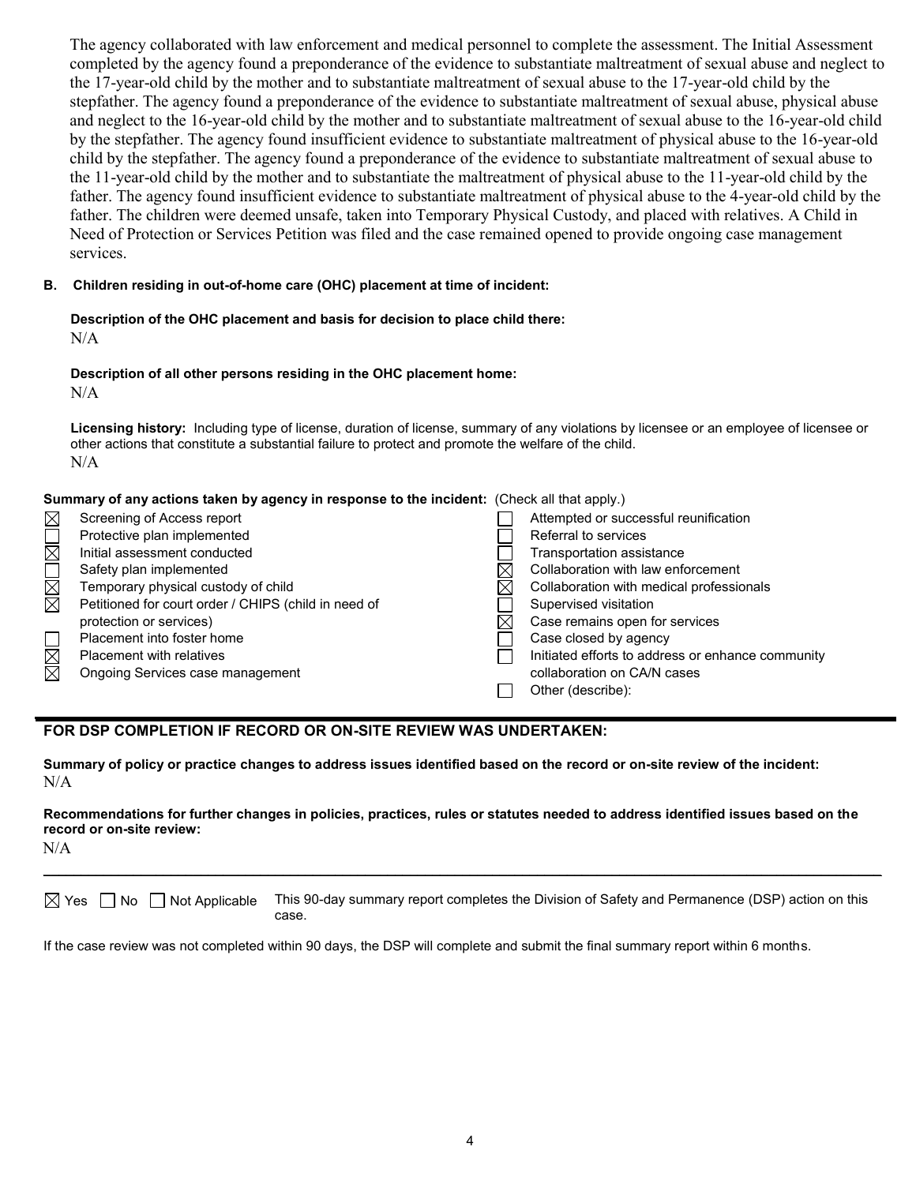The agency collaborated with law enforcement and medical personnel to complete the assessment. The Initial Assessment completed by the agency found a preponderance of the evidence to substantiate maltreatment of sexual abuse and neglect to the 17-year-old child by the mother and to substantiate maltreatment of sexual abuse to the 17-year-old child by the stepfather. The agency found a preponderance of the evidence to substantiate maltreatment of sexual abuse, physical abuse and neglect to the 16-year-old child by the mother and to substantiate maltreatment of sexual abuse to the 16-year-old child by the stepfather. The agency found insufficient evidence to substantiate maltreatment of physical abuse to the 16-year-old child by the stepfather. The agency found a preponderance of the evidence to substantiate maltreatment of sexual abuse to the 11-year-old child by the mother and to substantiate the maltreatment of physical abuse to the 11-year-old child by the father. The agency found insufficient evidence to substantiate maltreatment of physical abuse to the 4-year-old child by the father. The children were deemed unsafe, taken into Temporary Physical Custody, and placed with relatives. A Child in Need of Protection or Services Petition was filed and the case remained opened to provide ongoing case management services.

**B. Children residing in out-of-home care (OHC) placement at time of incident:**

**Description of the OHC placement and basis for decision to place child there:**
N/A

**Description of all other persons residing in the OHC placement home:**
N/A

**Licensing history:** Including type of license, duration of license, summary of any violations by licensee or an employee of licensee or other actions that constitute a substantial failure to protect and promote the welfare of the child.
N/A

**Summary of any actions taken by agency in response to the incident:** (Check all that apply.)

- ☒ Screening of Access report
- ☐ Protective plan implemented
- ☒ Initial assessment conducted
- ☐ Safety plan implemented
- ☒ Temporary physical custody of child
- ☒ Petitioned for court order / CHIPS (child in need of protection or services)
- ☐ Placement into foster home
- ☒ Placement with relatives
- ☒ Ongoing Services case management
- ☐ Attempted or successful reunification
- ☐ Referral to services
- ☐ Transportation assistance
- ☒ Collaboration with law enforcement
- ☒ Collaboration with medical professionals
- ☐ Supervised visitation
- ☒ Case remains open for services
- ☐ Case closed by agency
- ☐ Initiated efforts to address or enhance community collaboration on CA/N cases
- ☐ Other (describe):

## FOR DSP COMPLETION IF RECORD OR ON-SITE REVIEW WAS UNDERTAKEN:

**Summary of policy or practice changes to address issues identified based on the record or on-site review of the incident:**
N/A

**Recommendations for further changes in policies, practices, rules or statutes needed to address identified issues based on the record or on-site review:**
N/A

---

☒ Yes ☐ No ☐ Not Applicable This 90-day summary report completes the Division of Safety and Permanence (DSP) action on this case.

If the case review was not completed within 90 days, the DSP will complete and submit the final summary report within 6 months.